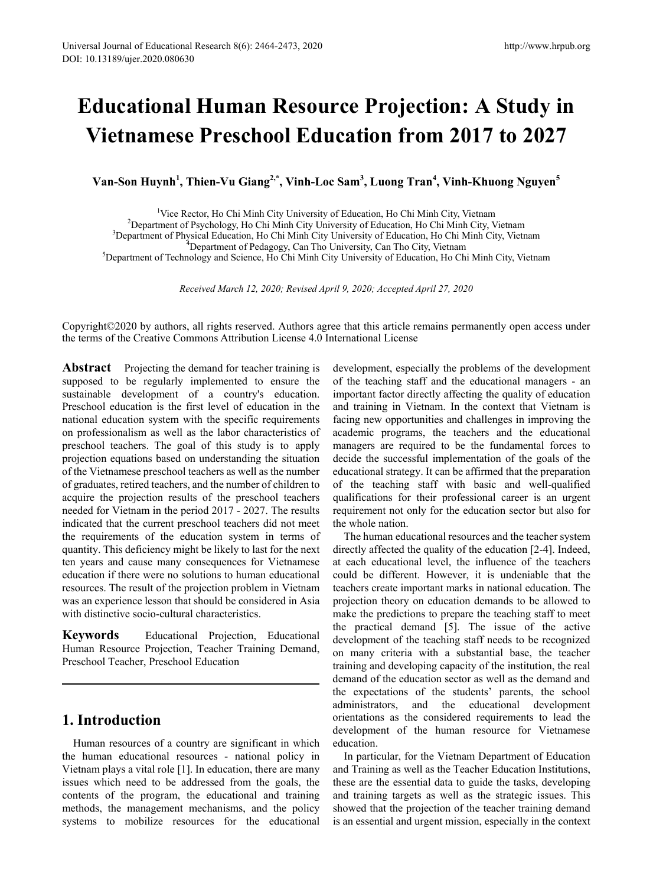# Educational Human Resource Projection: A Study in Vietnamese Preschool Education from 2017 to 2027

**Van-Son Huynh[1], Thien-Vu Giang[2,*], Vinh-Loc Sam[3], Luong Tran[4], Vinh-Khuong Nguyen[5]**

[1]Vice Rector, Ho Chi Minh City University of Education, Ho Chi Minh City, Vietnam
[2]Department of Psychology, Ho Chi Minh City University of Education, Ho Chi Minh City, Vietnam
[3]Department of Physical Education, Ho Chi Minh City University of Education, Ho Chi Minh City, Vietnam
[4]Department of Pedagogy, Can Tho University, Can Tho City, Vietnam
[5]Department of Technology and Science, Ho Chi Minh City University of Education, Ho Chi Minh City, Vietnam

*Received March 12, 2020; Revised April 9, 2020; Accepted April 27, 2020*

Copyright©2020 by authors, all rights reserved. Authors agree that this article remains permanently open access under the terms of the Creative Commons Attribution License 4.0 International License

**Abstract** Projecting the demand for teacher training is supposed to be regularly implemented to ensure the sustainable development of a country's education. Preschool education is the first level of education in the national education system with the specific requirements on professionalism as well as the labor characteristics of preschool teachers. The goal of this study is to apply projection equations based on understanding the situation of the Vietnamese preschool teachers as well as the number of graduates, retired teachers, and the number of children to acquire the projection results of the preschool teachers needed for Vietnam in the period 2017 - 2027. The results indicated that the current preschool teachers did not meet the requirements of the education system in terms of quantity. This deficiency might be likely to last for the next ten years and cause many consequences for Vietnamese education if there were no solutions to human educational resources. The result of the projection problem in Vietnam was an experience lesson that should be considered in Asia with distinctive socio-cultural characteristics.

**Keywords** Educational Projection, Educational Human Resource Projection, Teacher Training Demand, Preschool Teacher, Preschool Education

## 1. Introduction

Human resources of a country are significant in which the human educational resources - national policy in Vietnam plays a vital role [1]. In education, there are many issues which need to be addressed from the goals, the contents of the program, the educational and training methods, the management mechanisms, and the policy systems to mobilize resources for the educational development, especially the problems of the development of the teaching staff and the educational managers - an important factor directly affecting the quality of education and training in Vietnam. In the context that Vietnam is facing new opportunities and challenges in improving the academic programs, the teachers and the educational managers are required to be the fundamental forces to decide the successful implementation of the goals of the educational strategy. It can be affirmed that the preparation of the teaching staff with basic and well-qualified qualifications for their professional career is an urgent requirement not only for the education sector but also for the whole nation.

The human educational resources and the teacher system directly affected the quality of the education [2-4]. Indeed, at each educational level, the influence of the teachers could be different. However, it is undeniable that the teachers create important marks in national education. The projection theory on education demands to be allowed to make the predictions to prepare the teaching staff to meet the practical demand [5]. The issue of the active development of the teaching staff needs to be recognized on many criteria with a substantial base, the teacher training and developing capacity of the institution, the real demand of the education sector as well as the demand and the expectations of the students' parents, the school administrators, and the educational development orientations as the considered requirements to lead the development of the human resource for Vietnamese education.

In particular, for the Vietnam Department of Education and Training as well as the Teacher Education Institutions, these are the essential data to guide the tasks, developing and training targets as well as the strategic issues. This showed that the projection of the teacher training demand is an essential and urgent mission, especially in the context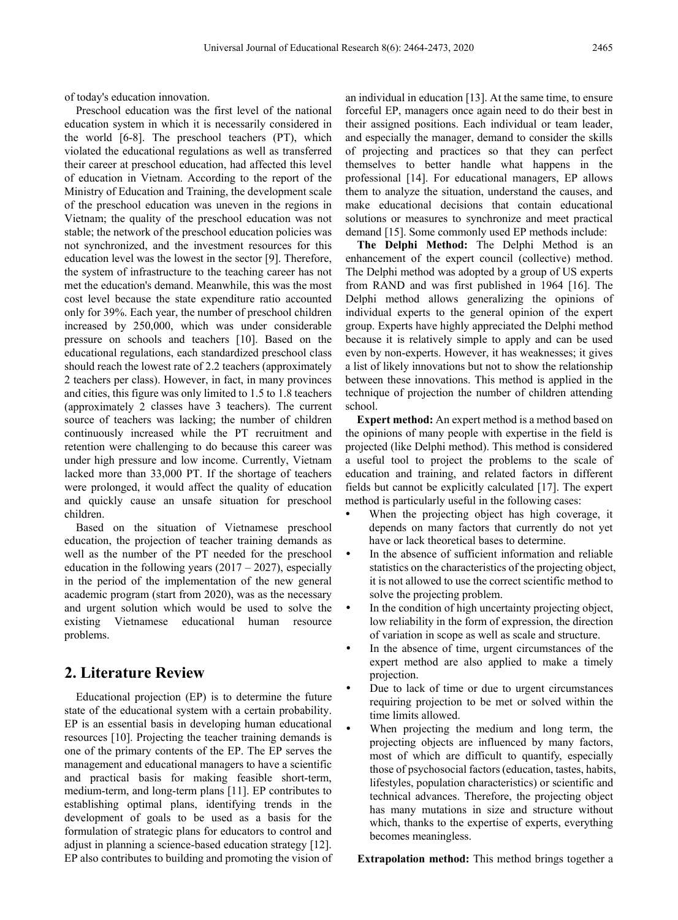of today's education innovation.

Preschool education was the first level of the national education system in which it is necessarily considered in the world [6-8]. The preschool teachers (PT), which violated the educational regulations as well as transferred their career at preschool education, had affected this level of education in Vietnam. According to the report of the Ministry of Education and Training, the development scale of the preschool education was uneven in the regions in Vietnam; the quality of the preschool education was not stable; the network of the preschool education policies was not synchronized, and the investment resources for this education level was the lowest in the sector [9]. Therefore, the system of infrastructure to the teaching career has not met the education's demand. Meanwhile, this was the most cost level because the state expenditure ratio accounted only for 39%. Each year, the number of preschool children increased by 250,000, which was under considerable pressure on schools and teachers [10]. Based on the educational regulations, each standardized preschool class should reach the lowest rate of 2.2 teachers (approximately 2 teachers per class). However, in fact, in many provinces and cities, this figure was only limited to 1.5 to 1.8 teachers (approximately 2 classes have 3 teachers). The current source of teachers was lacking; the number of children continuously increased while the PT recruitment and retention were challenging to do because this career was under high pressure and low income. Currently, Vietnam lacked more than 33,000 PT. If the shortage of teachers were prolonged, it would affect the quality of education and quickly cause an unsafe situation for preschool children.

Based on the situation of Vietnamese preschool education, the projection of teacher training demands as well as the number of the PT needed for the preschool education in the following years (2017 – 2027), especially in the period of the implementation of the new general academic program (start from 2020), was as the necessary and urgent solution which would be used to solve the existing Vietnamese educational human resource problems.

## 2. Literature Review

Educational projection (EP) is to determine the future state of the educational system with a certain probability. EP is an essential basis in developing human educational resources [10]. Projecting the teacher training demands is one of the primary contents of the EP. The EP serves the management and educational managers to have a scientific and practical basis for making feasible short-term, medium-term, and long-term plans [11]. EP contributes to establishing optimal plans, identifying trends in the development of goals to be used as a basis for the formulation of strategic plans for educators to control and adjust in planning a science-based education strategy [12]. EP also contributes to building and promoting the vision of an individual in education [13]. At the same time, to ensure forceful EP, managers once again need to do their best in their assigned positions. Each individual or team leader, and especially the manager, demand to consider the skills of projecting and practices so that they can perfect themselves to better handle what happens in the professional [14]. For educational managers, EP allows them to analyze the situation, understand the causes, and make educational decisions that contain educational solutions or measures to synchronize and meet practical demand [15]. Some commonly used EP methods include:

**The Delphi Method:** The Delphi Method is an enhancement of the expert council (collective) method. The Delphi method was adopted by a group of US experts from RAND and was first published in 1964 [16]. The Delphi method allows generalizing the opinions of individual experts to the general opinion of the expert group. Experts have highly appreciated the Delphi method because it is relatively simple to apply and can be used even by non-experts. However, it has weaknesses; it gives a list of likely innovations but not to show the relationship between these innovations. This method is applied in the technique of projection the number of children attending school.

**Expert method:** An expert method is a method based on the opinions of many people with expertise in the field is projected (like Delphi method). This method is considered a useful tool to project the problems to the scale of education and training, and related factors in different fields but cannot be explicitly calculated [17]. The expert method is particularly useful in the following cases:

- When the projecting object has high coverage, it depends on many factors that currently do not yet have or lack theoretical bases to determine.
- In the absence of sufficient information and reliable statistics on the characteristics of the projecting object, it is not allowed to use the correct scientific method to solve the projecting problem.
- In the condition of high uncertainty projecting object, low reliability in the form of expression, the direction of variation in scope as well as scale and structure.
- In the absence of time, urgent circumstances of the expert method are also applied to make a timely projection.
- Due to lack of time or due to urgent circumstances requiring projection to be met or solved within the time limits allowed.
- When projecting the medium and long term, the projecting objects are influenced by many factors, most of which are difficult to quantify, especially those of psychosocial factors (education, tastes, habits, lifestyles, population characteristics) or scientific and technical advances. Therefore, the projecting object has many mutations in size and structure without which, thanks to the expertise of experts, everything becomes meaningless.

**Extrapolation method:** This method brings together a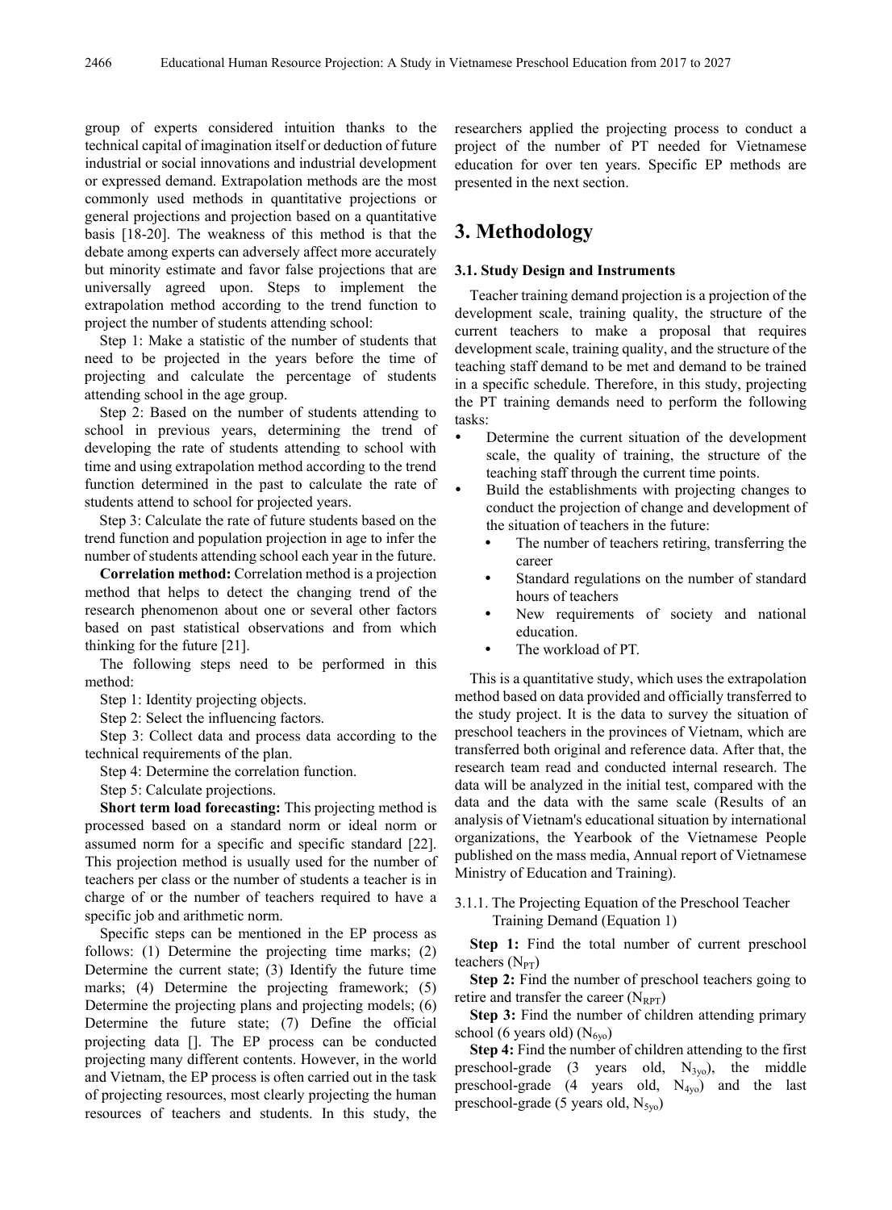group of experts considered intuition thanks to the technical capital of imagination itself or deduction of future industrial or social innovations and industrial development or expressed demand. Extrapolation methods are the most commonly used methods in quantitative projections or general projections and projection based on a quantitative basis [18-20]. The weakness of this method is that the debate among experts can adversely affect more accurately but minority estimate and favor false projections that are universally agreed upon. Steps to implement the extrapolation method according to the trend function to project the number of students attending school:

Step 1: Make a statistic of the number of students that need to be projected in the years before the time of projecting and calculate the percentage of students attending school in the age group.

Step 2: Based on the number of students attending to school in previous years, determining the trend of developing the rate of students attending to school with time and using extrapolation method according to the trend function determined in the past to calculate the rate of students attend to school for projected years.

Step 3: Calculate the rate of future students based on the trend function and population projection in age to infer the number of students attending school each year in the future.

**Correlation method:** Correlation method is a projection method that helps to detect the changing trend of the research phenomenon about one or several other factors based on past statistical observations and from which thinking for the future [21].

The following steps need to be performed in this method:

Step 1: Identity projecting objects.

Step 2: Select the influencing factors.

Step 3: Collect data and process data according to the technical requirements of the plan.

Step 4: Determine the correlation function.

Step 5: Calculate projections.

**Short term load forecasting:** This projecting method is processed based on a standard norm or ideal norm or assumed norm for a specific and specific standard [22]. This projection method is usually used for the number of teachers per class or the number of students a teacher is in charge of or the number of teachers required to have a specific job and arithmetic norm.

Specific steps can be mentioned in the EP process as follows: (1) Determine the projecting time marks; (2) Determine the current state; (3) Identify the future time marks; (4) Determine the projecting framework; (5) Determine the projecting plans and projecting models; (6) Determine the future state; (7) Define the official projecting data []. The EP process can be conducted projecting many different contents. However, in the world and Vietnam, the EP process is often carried out in the task of projecting resources, most clearly projecting the human resources of teachers and students. In this study, the researchers applied the projecting process to conduct a project of the number of PT needed for Vietnamese education for over ten years. Specific EP methods are presented in the next section.

## 3. Methodology

### 3.1. Study Design and Instruments

Teacher training demand projection is a projection of the development scale, training quality, the structure of the current teachers to make a proposal that requires development scale, training quality, and the structure of the teaching staff demand to be met and demand to be trained in a specific schedule. Therefore, in this study, projecting the PT training demands need to perform the following tasks:

- Determine the current situation of the development scale, the quality of training, the structure of the teaching staff through the current time points.
- Build the establishments with projecting changes to conduct the projection of change and development of the situation of teachers in the future:
    - The number of teachers retiring, transferring the career
    - Standard regulations on the number of standard hours of teachers
    - New requirements of society and national education.
    - The workload of PT.

This is a quantitative study, which uses the extrapolation method based on data provided and officially transferred to the study project. It is the data to survey the situation of preschool teachers in the provinces of Vietnam, which are transferred both original and reference data. After that, the research team read and conducted internal research. The data will be analyzed in the initial test, compared with the data and the data with the same scale (Results of an analysis of Vietnam's educational situation by international organizations, the Yearbook of the Vietnamese People published on the mass media, Annual report of Vietnamese Ministry of Education and Training).

#### 3.1.1. The Projecting Equation of the Preschool Teacher Training Demand (Equation 1)

**Step 1:** Find the total number of current preschool teachers ($N_{PT}$)

**Step 2:** Find the number of preschool teachers going to retire and transfer the career ($N_{RPT}$)

**Step 3:** Find the number of children attending primary school (6 years old) ($N_{6yo}$)

**Step 4:** Find the number of children attending to the first preschool-grade (3 years old, $N_{3yo}$), the middle preschool-grade (4 years old, $N_{4yo}$) and the last preschool-grade (5 years old, $N_{5yo}$)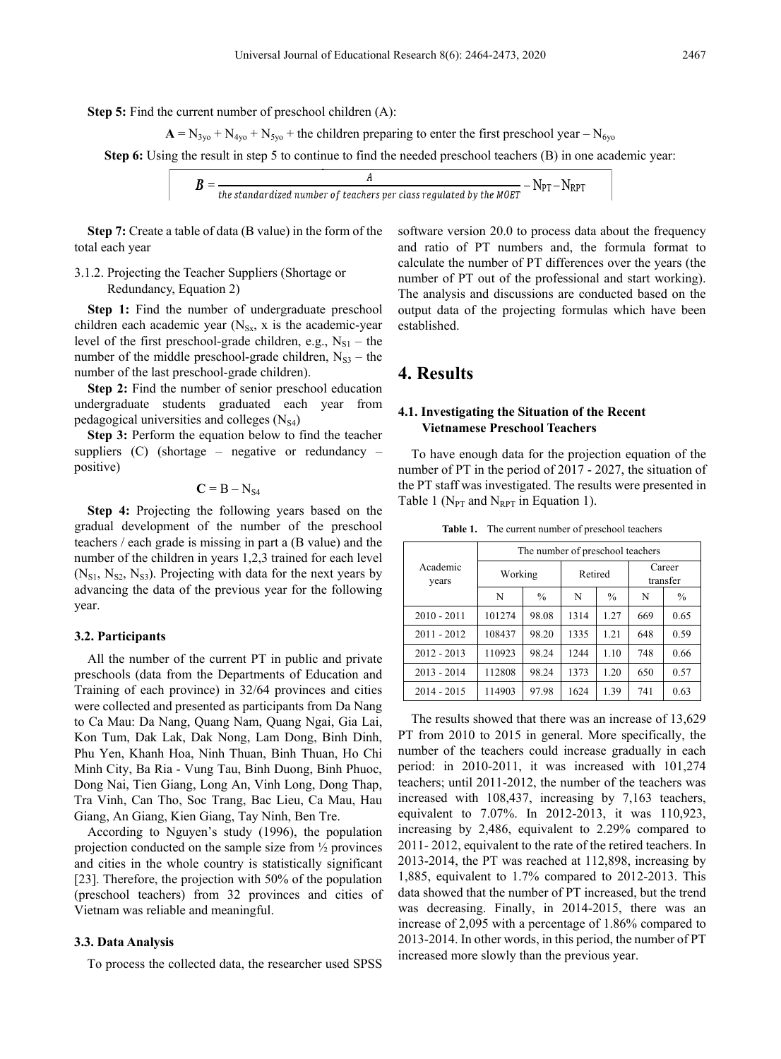**Step 5:** Find the current number of preschool children (A):

$\mathbf{A} = N_{3yo} + N_{4yo} + N_{5yo}$ + the children preparing to enter the first preschool year – $N_{6yo}$

**Step 6:** Using the result in step 5 to continue to find the needed preschool teachers (B) in one academic year:

$$B = \frac{A}{\textit{the standardized number of teachers per class regulated by the MOET}} - N_{PT} - N_{RPT}$$

**Step 7:** Create a table of data (B value) in the form of the total each year

3.1.2. Projecting the Teacher Suppliers (Shortage or Redundancy, Equation 2)

**Step 1:** Find the number of undergraduate preschool children each academic year ($N_{Sx}$, x is the academic-year level of the first preschool-grade children, e.g., $N_{S1}$ – the number of the middle preschool-grade children, $N_{S3}$ – the number of the last preschool-grade children).

**Step 2:** Find the number of senior preschool education undergraduate students graduated each year from pedagogical universities and colleges ($N_{S4}$)

**Step 3:** Perform the equation below to find the teacher suppliers (C) (shortage – negative or redundancy – positive)

$$\mathbf{C} = \mathrm{B} - N_{S4}$$

**Step 4:** Projecting the following years based on the gradual development of the number of the preschool teachers / each grade is missing in part a (B value) and the number of the children in years 1,2,3 trained for each level ($N_{S1}$, $N_{S2}$, $N_{S3}$). Projecting with data for the next years by advancing the data of the previous year for the following year.

### 3.2. Participants

All the number of the current PT in public and private preschools (data from the Departments of Education and Training of each province) in 32/64 provinces and cities were collected and presented as participants from Da Nang to Ca Mau: Da Nang, Quang Nam, Quang Ngai, Gia Lai, Kon Tum, Dak Lak, Dak Nong, Lam Dong, Binh Dinh, Phu Yen, Khanh Hoa, Ninh Thuan, Binh Thuan, Ho Chi Minh City, Ba Ria - Vung Tau, Binh Duong, Binh Phuoc, Dong Nai, Tien Giang, Long An, Vinh Long, Dong Thap, Tra Vinh, Can Tho, Soc Trang, Bac Lieu, Ca Mau, Hau Giang, An Giang, Kien Giang, Tay Ninh, Ben Tre.

According to Nguyen's study (1996), the population projection conducted on the sample size from ½ provinces and cities in the whole country is statistically significant [23]. Therefore, the projection with 50% of the population (preschool teachers) from 32 provinces and cities of Vietnam was reliable and meaningful.

### 3.3. Data Analysis

To process the collected data, the researcher used SPSS software version 20.0 to process data about the frequency and ratio of PT numbers and, the formula format to calculate the number of PT differences over the years (the number of PT out of the professional and start working). The analysis and discussions are conducted based on the output data of the projecting formulas which have been established.

# 4. Results

### 4.1. Investigating the Situation of the Recent Vietnamese Preschool Teachers

To have enough data for the projection equation of the number of PT in the period of 2017 - 2027, the situation of the PT staff was investigated. The results were presented in Table 1 ($N_{PT}$ and $N_{RPT}$ in Equation 1).

**Table 1.** The current number of preschool teachers

| Academic years | The number of preschool teachers | | | | | |
|---|---|---|---|---|---|---|
| | Working | | Retired | | Career transfer | |
| | N | % | N | % | N | % |
| 2010 - 2011 | 101274 | 98.08 | 1314 | 1.27 | 669 | 0.65 |
| 2011 - 2012 | 108437 | 98.20 | 1335 | 1.21 | 648 | 0.59 |
| 2012 - 2013 | 110923 | 98.24 | 1244 | 1.10 | 748 | 0.66 |
| 2013 - 2014 | 112808 | 98.24 | 1373 | 1.20 | 650 | 0.57 |
| 2014 - 2015 | 114903 | 97.98 | 1624 | 1.39 | 741 | 0.63 |

The results showed that there was an increase of 13,629 PT from 2010 to 2015 in general. More specifically, the number of the teachers could increase gradually in each period: in 2010-2011, it was increased with 101,274 teachers; until 2011-2012, the number of the teachers was increased with 108,437, increasing by 7,163 teachers, equivalent to 7.07%. In 2012-2013, it was 110,923, increasing by 2,486, equivalent to 2.29% compared to 2011- 2012, equivalent to the rate of the retired teachers. In 2013-2014, the PT was reached at 112,898, increasing by 1,885, equivalent to 1.7% compared to 2012-2013. This data showed that the number of PT increased, but the trend was decreasing. Finally, in 2014-2015, there was an increase of 2,095 with a percentage of 1.86% compared to 2013-2014. In other words, in this period, the number of PT increased more slowly than the previous year.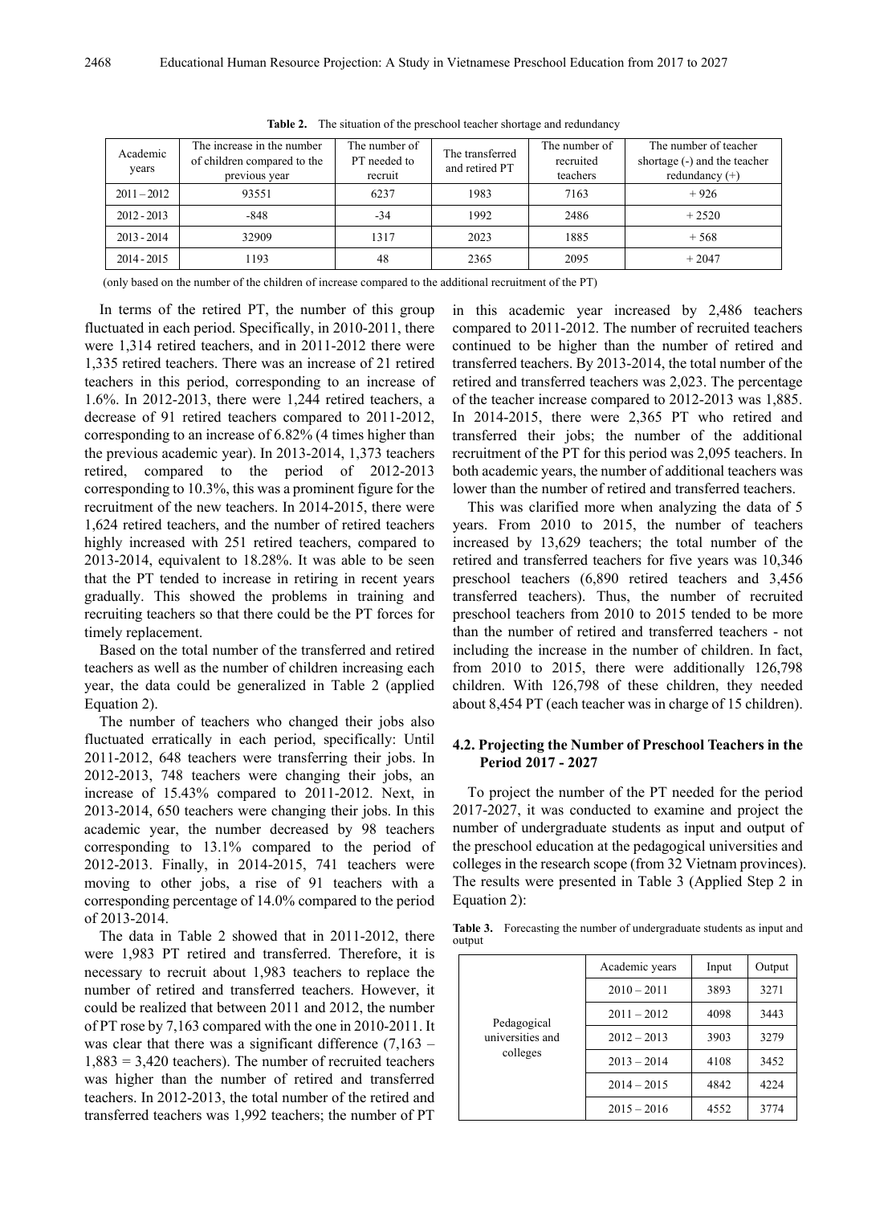**Table 2.** The situation of the preschool teacher shortage and redundancy

| Academic years | The increase in the number of children compared to the previous year | The number of PT needed to recruit | The transferred and retired PT | The number of recruited teachers | The number of teacher shortage (-) and the teacher redundancy (+) |
|---|---|---|---|---|---|
| 2011 – 2012 | 93551 | 6237 | 1983 | 7163 | + 926 |
| 2012 - 2013 | -848 | -34 | 1992 | 2486 | + 2520 |
| 2013 - 2014 | 32909 | 1317 | 2023 | 1885 | + 568 |
| 2014 - 2015 | 1193 | 48 | 2365 | 2095 | + 2047 |

(only based on the number of the children of increase compared to the additional recruitment of the PT)

In terms of the retired PT, the number of this group fluctuated in each period. Specifically, in 2010-2011, there were 1,314 retired teachers, and in 2011-2012 there were 1,335 retired teachers. There was an increase of 21 retired teachers in this period, corresponding to an increase of 1.6%. In 2012-2013, there were 1,244 retired teachers, a decrease of 91 retired teachers compared to 2011-2012, corresponding to an increase of 6.82% (4 times higher than the previous academic year). In 2013-2014, 1,373 teachers retired, compared to the period of 2012-2013 corresponding to 10.3%, this was a prominent figure for the recruitment of the new teachers. In 2014-2015, there were 1,624 retired teachers, and the number of retired teachers highly increased with 251 retired teachers, compared to 2013-2014, equivalent to 18.28%. It was able to be seen that the PT tended to increase in retiring in recent years gradually. This showed the problems in training and recruiting teachers so that there could be the PT forces for timely replacement.

Based on the total number of the transferred and retired teachers as well as the number of children increasing each year, the data could be generalized in Table 2 (applied Equation 2).

The number of teachers who changed their jobs also fluctuated erratically in each period, specifically: Until 2011-2012, 648 teachers were transferring their jobs. In 2012-2013, 748 teachers were changing their jobs, an increase of 15.43% compared to 2011-2012. Next, in 2013-2014, 650 teachers were changing their jobs. In this academic year, the number decreased by 98 teachers corresponding to 13.1% compared to the period of 2012-2013. Finally, in 2014-2015, 741 teachers were moving to other jobs, a rise of 91 teachers with a corresponding percentage of 14.0% compared to the period of 2013-2014.

The data in Table 2 showed that in 2011-2012, there were 1,983 PT retired and transferred. Therefore, it is necessary to recruit about 1,983 teachers to replace the number of retired and transferred teachers. However, it could be realized that between 2011 and 2012, the number of PT rose by 7,163 compared with the one in 2010-2011. It was clear that there was a significant difference (7,163 – 1,883 = 3,420 teachers). The number of recruited teachers was higher than the number of retired and transferred teachers. In 2012-2013, the total number of the retired and transferred teachers was 1,992 teachers; the number of PT in this academic year increased by 2,486 teachers compared to 2011-2012. The number of recruited teachers continued to be higher than the number of retired and transferred teachers. By 2013-2014, the total number of the retired and transferred teachers was 2,023. The percentage of the teacher increase compared to 2012-2013 was 1,885. In 2014-2015, there were 2,365 PT who retired and transferred their jobs; the number of the additional recruitment of the PT for this period was 2,095 teachers. In both academic years, the number of additional teachers was lower than the number of retired and transferred teachers.

This was clarified more when analyzing the data of 5 years. From 2010 to 2015, the number of teachers increased by 13,629 teachers; the total number of the retired and transferred teachers for five years was 10,346 preschool teachers (6,890 retired teachers and 3,456 transferred teachers). Thus, the number of recruited preschool teachers from 2010 to 2015 tended to be more than the number of retired and transferred teachers - not including the increase in the number of children. In fact, from 2010 to 2015, there were additionally 126,798 children. With 126,798 of these children, they needed about 8,454 PT (each teacher was in charge of 15 children).

### 4.2. Projecting the Number of Preschool Teachers in the Period 2017 - 2027

To project the number of the PT needed for the period 2017-2027, it was conducted to examine and project the number of undergraduate students as input and output of the preschool education at the pedagogical universities and colleges in the research scope (from 32 Vietnam provinces). The results were presented in Table 3 (Applied Step 2 in Equation 2):

**Table 3.** Forecasting the number of undergraduate students as input and output

| | Academic years | Input | Output |
|---|---|---|---|
| Pedagogical universities and colleges | 2010 – 2011 | 3893 | 3271 |
| | 2011 – 2012 | 4098 | 3443 |
| | 2012 – 2013 | 3903 | 3279 |
| | 2013 – 2014 | 4108 | 3452 |
| | 2014 – 2015 | 4842 | 4224 |
| | 2015 – 2016 | 4552 | 3774 |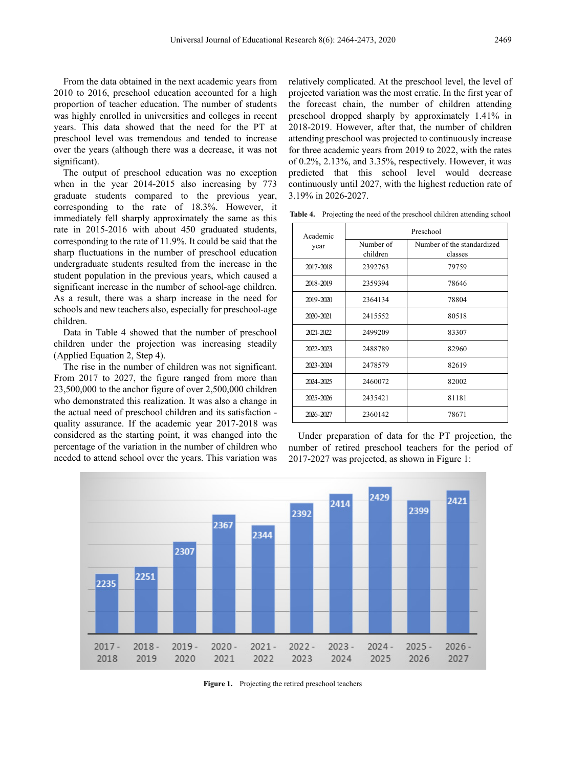From the data obtained in the next academic years from 2010 to 2016, preschool education accounted for a high proportion of teacher education. The number of students was highly enrolled in universities and colleges in recent years. This data showed that the need for the PT at preschool level was tremendous and tended to increase over the years (although there was a decrease, it was not significant).

The output of preschool education was no exception when in the year 2014-2015 also increasing by 773 graduate students compared to the previous year, corresponding to the rate of 18.3%. However, it immediately fell sharply approximately the same as this rate in 2015-2016 with about 450 graduated students, corresponding to the rate of 11.9%. It could be said that the sharp fluctuations in the number of preschool education undergraduate students resulted from the increase in the student population in the previous years, which caused a significant increase in the number of school-age children. As a result, there was a sharp increase in the need for schools and new teachers also, especially for preschool-age children.

Data in Table 4 showed that the number of preschool children under the projection was increasing steadily (Applied Equation 2, Step 4).

The rise in the number of children was not significant. From 2017 to 2027, the figure ranged from more than 23,500,000 to the anchor figure of over 2,500,000 children who demonstrated this realization. It was also a change in the actual need of preschool children and its satisfaction - quality assurance. If the academic year 2017-2018 was considered as the starting point, it was changed into the percentage of the variation in the number of children who needed to attend school over the years. This variation was relatively complicated. At the preschool level, the level of projected variation was the most erratic. In the first year of the forecast chain, the number of children attending preschool dropped sharply by approximately 1.41% in 2018-2019. However, after that, the number of children attending preschool was projected to continuously increase for three academic years from 2019 to 2022, with the rates of 0.2%, 2.13%, and 3.35%, respectively. However, it was predicted that this school level would decrease continuously until 2027, with the highest reduction rate of 3.19% in 2026-2027.

**Table 4.** Projecting the need of the preschool children attending school

| Academic year | Preschool | |
|---|---|---|
| | Number of children | Number of the standardized classes |
| 2017-2018 | 2392763 | 79759 |
| 2018-2019 | 2359394 | 78646 |
| 2019-2020 | 2364134 | 78804 |
| 2020-2021 | 2415552 | 80518 |
| 2021-2022 | 2499209 | 83307 |
| 2022-2023 | 2488789 | 82960 |
| 2023-2024 | 2478579 | 82619 |
| 2024-2025 | 2460072 | 82002 |
| 2025-2026 | 2435421 | 81181 |
| 2026-2027 | 2360142 | 78671 |

Under preparation of data for the PT projection, the number of retired preschool teachers for the period of 2017-2027 was projected, as shown in Figure 1:

| Academic year | Retired preschool teachers |
|---|---|
| 2017 - 2018 | 2235 |
| 2018 - 2019 | 2251 |
| 2019 - 2020 | 2307 |
| 2020 - 2021 | 2367 |
| 2021 - 2022 | 2344 |
| 2022 - 2023 | 2392 |
| 2023 - 2024 | 2414 |
| 2024 - 2025 | 2429 |
| 2025 - 2026 | 2399 |
| 2026 - 2027 | 2421 |

**Figure 1.** Projecting the retired preschool teachers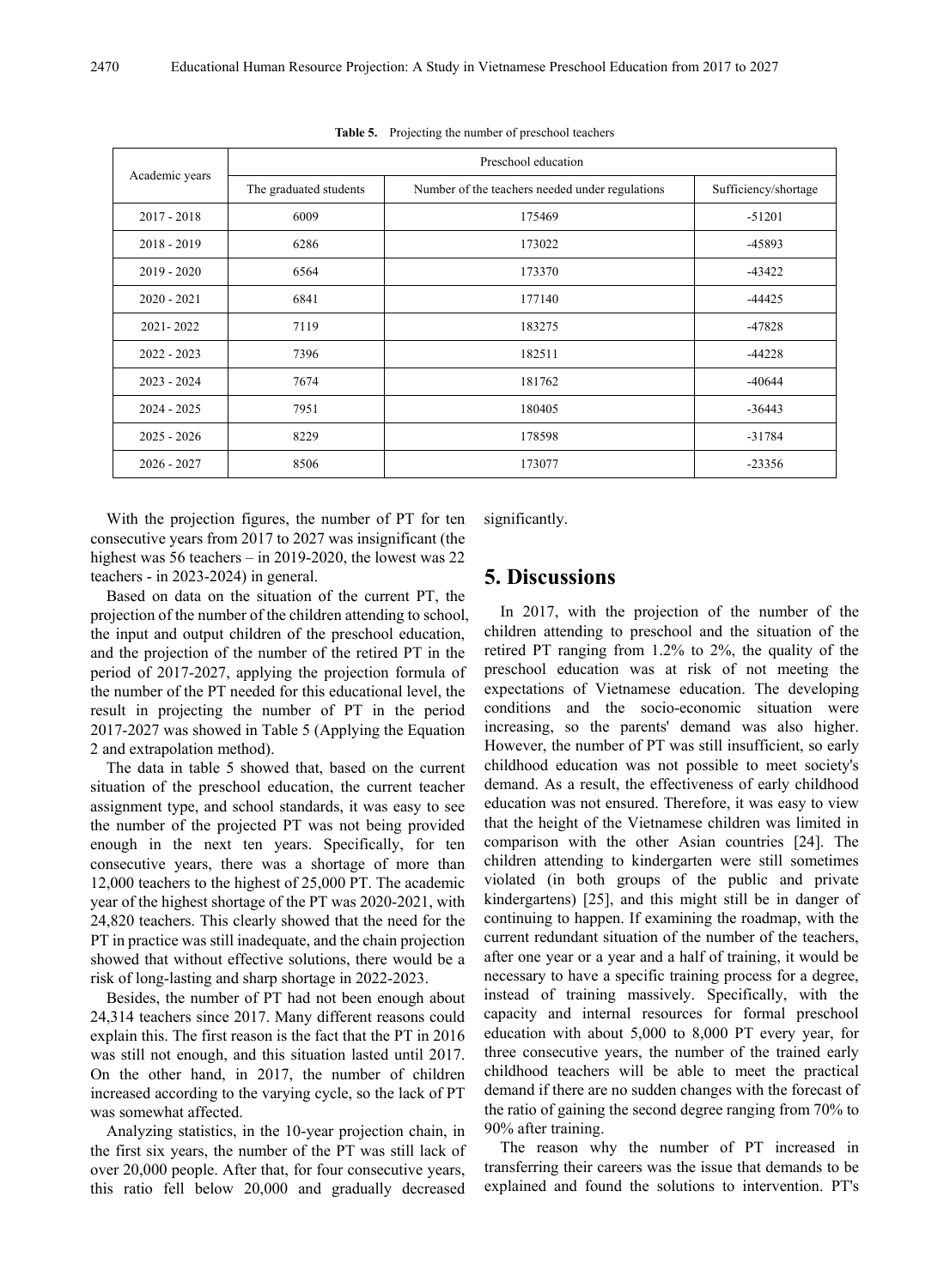**Table 5.** Projecting the number of preschool teachers

| Academic years | Preschool education | | |
|---|---|---|---|
| | The graduated students | Number of the teachers needed under regulations | Sufficiency/shortage |
| 2017 - 2018 | 6009 | 175469 | -51201 |
| 2018 - 2019 | 6286 | 173022 | -45893 |
| 2019 - 2020 | 6564 | 173370 | -43422 |
| 2020 - 2021 | 6841 | 177140 | -44425 |
| 2021- 2022 | 7119 | 183275 | -47828 |
| 2022 - 2023 | 7396 | 182511 | -44228 |
| 2023 - 2024 | 7674 | 181762 | -40644 |
| 2024 - 2025 | 7951 | 180405 | -36443 |
| 2025 - 2026 | 8229 | 178598 | -31784 |
| 2026 - 2027 | 8506 | 173077 | -23356 |

With the projection figures, the number of PT for ten consecutive years from 2017 to 2027 was insignificant (the highest was 56 teachers – in 2019-2020, the lowest was 22 teachers - in 2023-2024) in general.

Based on data on the situation of the current PT, the projection of the number of the children attending to school, the input and output children of the preschool education, and the projection of the number of the retired PT in the period of 2017-2027, applying the projection formula of the number of the PT needed for this educational level, the result in projecting the number of PT in the period 2017-2027 was showed in Table 5 (Applying the Equation 2 and extrapolation method).

The data in table 5 showed that, based on the current situation of the preschool education, the current teacher assignment type, and school standards, it was easy to see the number of the projected PT was not being provided enough in the next ten years. Specifically, for ten consecutive years, there was a shortage of more than 12,000 teachers to the highest of 25,000 PT. The academic year of the highest shortage of the PT was 2020-2021, with 24,820 teachers. This clearly showed that the need for the PT in practice was still inadequate, and the chain projection showed that without effective solutions, there would be a risk of long-lasting and sharp shortage in 2022-2023.

Besides, the number of PT had not been enough about 24,314 teachers since 2017. Many different reasons could explain this. The first reason is the fact that the PT in 2016 was still not enough, and this situation lasted until 2017. On the other hand, in 2017, the number of children increased according to the varying cycle, so the lack of PT was somewhat affected.

Analyzing statistics, in the 10-year projection chain, in the first six years, the number of the PT was still lack of over 20,000 people. After that, for four consecutive years, this ratio fell below 20,000 and gradually decreased significantly.

## 5. Discussions

In 2017, with the projection of the number of the children attending to preschool and the situation of the retired PT ranging from 1.2% to 2%, the quality of the preschool education was at risk of not meeting the expectations of Vietnamese education. The developing conditions and the socio-economic situation were increasing, so the parents' demand was also higher. However, the number of PT was still insufficient, so early childhood education was not possible to meet society's demand. As a result, the effectiveness of early childhood education was not ensured. Therefore, it was easy to view that the height of the Vietnamese children was limited in comparison with the other Asian countries [24]. The children attending to kindergarten were still sometimes violated (in both groups of the public and private kindergartens) [25], and this might still be in danger of continuing to happen. If examining the roadmap, with the current redundant situation of the number of the teachers, after one year or a year and a half of training, it would be necessary to have a specific training process for a degree, instead of training massively. Specifically, with the capacity and internal resources for formal preschool education with about 5,000 to 8,000 PT every year, for three consecutive years, the number of the trained early childhood teachers will be able to meet the practical demand if there are no sudden changes with the forecast of the ratio of gaining the second degree ranging from 70% to 90% after training.

The reason why the number of PT increased in transferring their careers was the issue that demands to be explained and found the solutions to intervention. PT's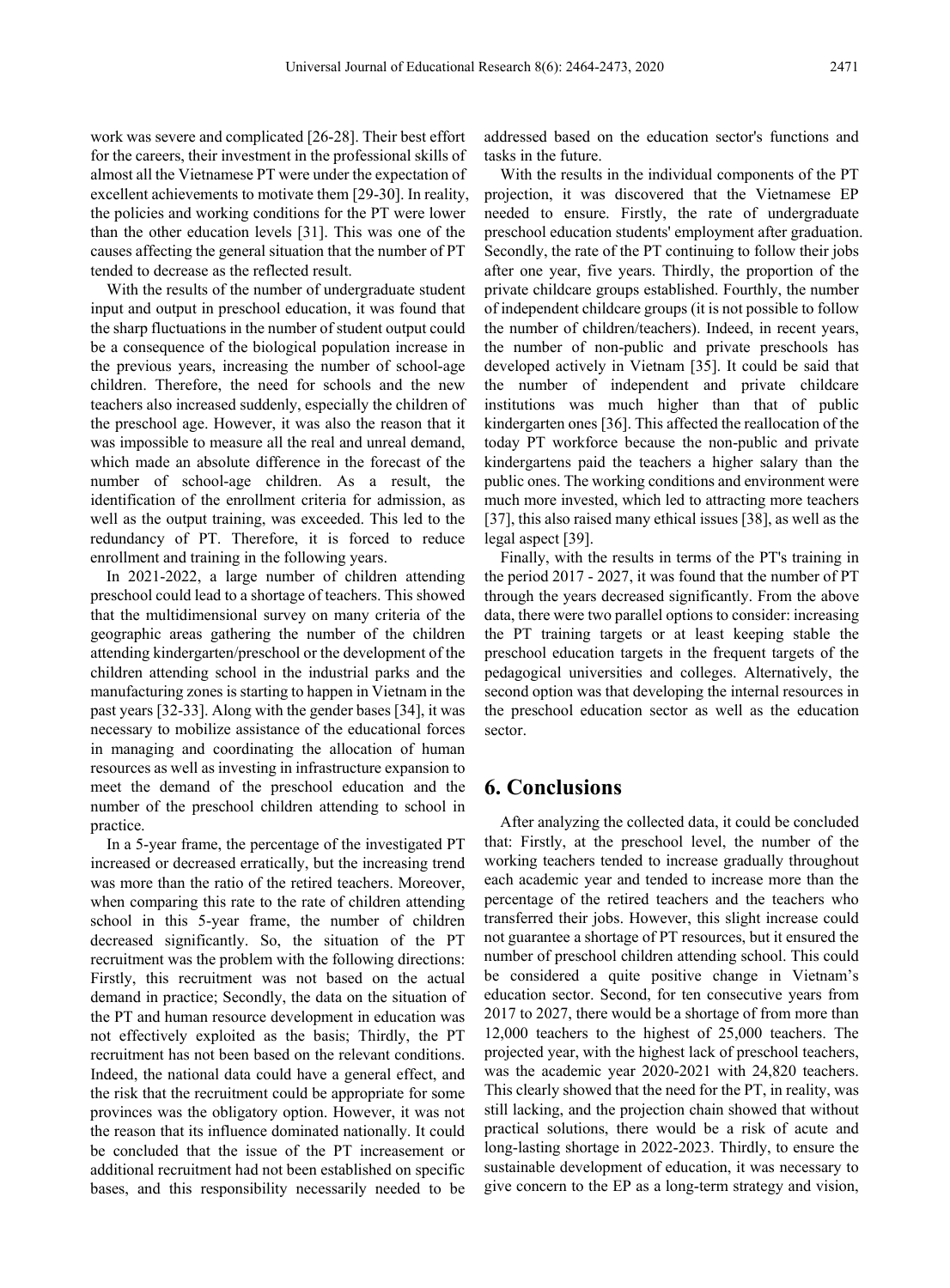work was severe and complicated [26-28]. Their best effort for the careers, their investment in the professional skills of almost all the Vietnamese PT were under the expectation of excellent achievements to motivate them [29-30]. In reality, the policies and working conditions for the PT were lower than the other education levels [31]. This was one of the causes affecting the general situation that the number of PT tended to decrease as the reflected result.

With the results of the number of undergraduate student input and output in preschool education, it was found that the sharp fluctuations in the number of student output could be a consequence of the biological population increase in the previous years, increasing the number of school-age children. Therefore, the need for schools and the new teachers also increased suddenly, especially the children of the preschool age. However, it was also the reason that it was impossible to measure all the real and unreal demand, which made an absolute difference in the forecast of the number of school-age children. As a result, the identification of the enrollment criteria for admission, as well as the output training, was exceeded. This led to the redundancy of PT. Therefore, it is forced to reduce enrollment and training in the following years.

In 2021-2022, a large number of children attending preschool could lead to a shortage of teachers. This showed that the multidimensional survey on many criteria of the geographic areas gathering the number of the children attending kindergarten/preschool or the development of the children attending school in the industrial parks and the manufacturing zones is starting to happen in Vietnam in the past years [32-33]. Along with the gender bases [34], it was necessary to mobilize assistance of the educational forces in managing and coordinating the allocation of human resources as well as investing in infrastructure expansion to meet the demand of the preschool education and the number of the preschool children attending to school in practice.

In a 5-year frame, the percentage of the investigated PT increased or decreased erratically, but the increasing trend was more than the ratio of the retired teachers. Moreover, when comparing this rate to the rate of children attending school in this 5-year frame, the number of children decreased significantly. So, the situation of the PT recruitment was the problem with the following directions: Firstly, this recruitment was not based on the actual demand in practice; Secondly, the data on the situation of the PT and human resource development in education was not effectively exploited as the basis; Thirdly, the PT recruitment has not been based on the relevant conditions. Indeed, the national data could have a general effect, and the risk that the recruitment could be appropriate for some provinces was the obligatory option. However, it was not the reason that its influence dominated nationally. It could be concluded that the issue of the PT increasement or additional recruitment had not been established on specific bases, and this responsibility necessarily needed to be addressed based on the education sector's functions and tasks in the future.

With the results in the individual components of the PT projection, it was discovered that the Vietnamese EP needed to ensure. Firstly, the rate of undergraduate preschool education students' employment after graduation. Secondly, the rate of the PT continuing to follow their jobs after one year, five years. Thirdly, the proportion of the private childcare groups established. Fourthly, the number of independent childcare groups (it is not possible to follow the number of children/teachers). Indeed, in recent years, the number of non-public and private preschools has developed actively in Vietnam [35]. It could be said that the number of independent and private childcare institutions was much higher than that of public kindergarten ones [36]. This affected the reallocation of the today PT workforce because the non-public and private kindergartens paid the teachers a higher salary than the public ones. The working conditions and environment were much more invested, which led to attracting more teachers [37], this also raised many ethical issues [38], as well as the legal aspect [39].

Finally, with the results in terms of the PT's training in the period 2017 - 2027, it was found that the number of PT through the years decreased significantly. From the above data, there were two parallel options to consider: increasing the PT training targets or at least keeping stable the preschool education targets in the frequent targets of the pedagogical universities and colleges. Alternatively, the second option was that developing the internal resources in the preschool education sector as well as the education sector.

## 6. Conclusions

After analyzing the collected data, it could be concluded that: Firstly, at the preschool level, the number of the working teachers tended to increase gradually throughout each academic year and tended to increase more than the percentage of the retired teachers and the teachers who transferred their jobs. However, this slight increase could not guarantee a shortage of PT resources, but it ensured the number of preschool children attending school. This could be considered a quite positive change in Vietnam's education sector. Second, for ten consecutive years from 2017 to 2027, there would be a shortage of from more than 12,000 teachers to the highest of 25,000 teachers. The projected year, with the highest lack of preschool teachers, was the academic year 2020-2021 with 24,820 teachers. This clearly showed that the need for the PT, in reality, was still lacking, and the projection chain showed that without practical solutions, there would be a risk of acute and long-lasting shortage in 2022-2023. Thirdly, to ensure the sustainable development of education, it was necessary to give concern to the EP as a long-term strategy and vision,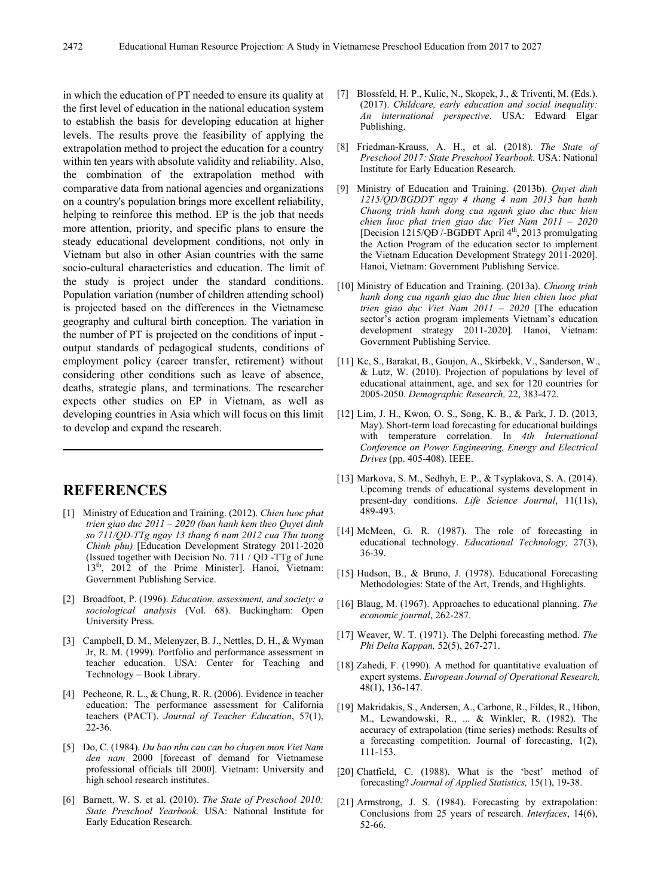in which the education of PT needed to ensure its quality at the first level of education in the national education system to establish the basis for developing education at higher levels. The results prove the feasibility of applying the extrapolation method to project the education for a country within ten years with absolute validity and reliability. Also, the combination of the extrapolation method with comparative data from national agencies and organizations on a country's population brings more excellent reliability, helping to reinforce this method. EP is the job that needs more attention, priority, and specific plans to ensure the steady educational development conditions, not only in Vietnam but also in other Asian countries with the same socio-cultural characteristics and education. The limit of the study is project under the standard conditions. Population variation (number of children attending school) is projected based on the differences in the Vietnamese geography and cultural birth conception. The variation in the number of PT is projected on the conditions of input - output standards of pedagogical students, conditions of employment policy (career transfer, retirement) without considering other conditions such as leave of absence, deaths, strategic plans, and terminations. The researcher expects other studies on EP in Vietnam, as well as developing countries in Asia which will focus on this limit to develop and expand the research.

## REFERENCES

[1] Ministry of Education and Training. (2012). *Chien luoc phat trien giao duc 2011 – 2020 (ban hanh kem theo Quyet dinh so 711/QD-TTg ngay 13 thang 6 nam 2012 cua Thu tuong Chinh phu)* [Education Development Strategy 2011-2020 (Issued together with Decision No. 711 / QD -TTg of June 13th, 2012 of the Prime Minister]. Hanoi, Vietnam: Government Publishing Service.

[2] Broadfoot, P. (1996). *Education, assessment, and society: a sociological analysis* (Vol. 68). Buckingham: Open University Press.

[3] Campbell, D. M., Melenyzer, B. J., Nettles, D. H., & Wyman Jr, R. M. (1999). Portfolio and performance assessment in teacher education. USA: Center for Teaching and Technology – Book Library.

[4] Pecheone, R. L., & Chung, R. R. (2006). Evidence in teacher education: The performance assessment for California teachers (PACT). *Journal of Teacher Education*, 57(1), 22-36.

[5] Do, C. (1984). *Du bao nhu cau can bo chuyen mon Viet Nam den nam* 2000 [forecast of demand for Vietnamese professional officials till 2000]. Vietnam: University and high school research institutes.

[6] Barnett, W. S. et al. (2010). *The State of Preschool 2010: State Preschool Yearbook.* USA: National Institute for Early Education Research.

[7] Blossfeld, H. P., Kulic, N., Skopek, J., & Triventi, M. (Eds.). (2017). *Childcare, early education and social inequality: An international perspective*. USA: Edward Elgar Publishing.

[8] Friedman-Krauss, A. H., et al. (2018). *The State of Preschool 2017: State Preschool Yearbook.* USA: National Institute for Early Education Research.

[9] Ministry of Education and Training. (2013b). *Quyet dinh 1215/QD/BGDDT ngay 4 thang 4 nam 2013 ban hanh Chuong trinh hanh dong cua nganh giao duc thuc hien chien luoc phat trien giao duc Viet Nam 2011 – 2020* [Decision 1215/QĐ /-BGDĐT April 4th, 2013 promulgating the Action Program of the education sector to implement the Vietnam Education Development Strategy 2011-2020]. Hanoi, Vietnam: Government Publishing Service.

[10] Ministry of Education and Training. (2013a). *Chuong trinh hanh dong cua nganh giao duc thuc hien chien luoc phat trien giao dục Viet Nam 2011 – 2020* [The education sector's action program implements Vietnam's education development strategy 2011-2020]. Hanoi, Vietnam: Government Publishing Service.

[11] Kc, S., Barakat, B., Goujon, A., Skirbekk, V., Sanderson, W., & Lutz, W. (2010). Projection of populations by level of educational attainment, age, and sex for 120 countries for 2005-2050. *Demographic Research,* 22, 383-472.

[12] Lim, J. H., Kwon, O. S., Song, K. B., & Park, J. D. (2013, May). Short-term load forecasting for educational buildings with temperature correlation. In *4th International Conference on Power Engineering, Energy and Electrical Drives* (pp. 405-408). IEEE.

[13] Markova, S. M., Sedhyh, E. P., & Tsyplakova, S. A. (2014). Upcoming trends of educational systems development in present-day conditions. *Life Science Journal*, 11(11s), 489-493.

[14] McMeen, G. R. (1987). The role of forecasting in educational technology. *Educational Technology,* 27(3), 36-39.

[15] Hudson, B., & Bruno, J. (1978). Educational Forecasting Methodologies: State of the Art, Trends, and Highlights.

[16] Blaug, M. (1967). Approaches to educational planning. *The economic journal*, 262-287.

[17] Weaver, W. T. (1971). The Delphi forecasting method. *The Phi Delta Kappan,* 52(5), 267-271.

[18] Zahedi, F. (1990). A method for quantitative evaluation of expert systems. *European Journal of Operational Research,* 48(1), 136-147.

[19] Makridakis, S., Andersen, A., Carbone, R., Fildes, R., Hibon, M., Lewandowski, R., ... & Winkler, R. (1982). The accuracy of extrapolation (time series) methods: Results of a forecasting competition. Journal of forecasting, 1(2), 111-153.

[20] Chatfield, C. (1988). What is the 'best' method of forecasting? *Journal of Applied Statistics,* 15(1), 19-38.

[21] Armstrong, J. S. (1984). Forecasting by extrapolation: Conclusions from 25 years of research. *Interfaces*, 14(6), 52-66.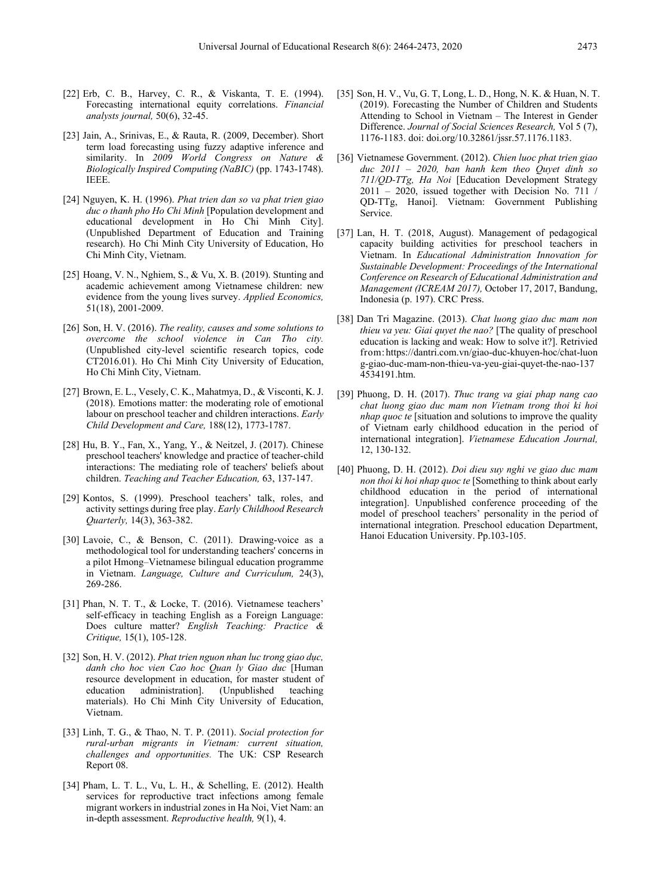[22] Erb, C. B., Harvey, C. R., & Viskanta, T. E. (1994). Forecasting international equity correlations. *Financial analysts journal,* 50(6), 32-45.

[23] Jain, A., Srinivas, E., & Rauta, R. (2009, December). Short term load forecasting using fuzzy adaptive inference and similarity. In *2009 World Congress on Nature & Biologically Inspired Computing (NaBIC)* (pp. 1743-1748). IEEE.

[24] Nguyen, K. H. (1996). *Phat trien dan so va phat trien giao duc o thanh pho Ho Chi Minh* [Population development and educational development in Ho Chi Minh City]. (Unpublished Department of Education and Training research). Ho Chi Minh City University of Education, Ho Chi Minh City, Vietnam.

[25] Hoang, V. N., Nghiem, S., & Vu, X. B. (2019). Stunting and academic achievement among Vietnamese children: new evidence from the young lives survey. *Applied Economics,* 51(18), 2001-2009.

[26] Son, H. V. (2016). *The reality, causes and some solutions to overcome the school violence in Can Tho city.* (Unpublished city-level scientific research topics, code CT2016.01). Ho Chi Minh City University of Education, Ho Chi Minh City, Vietnam.

[27] Brown, E. L., Vesely, C. K., Mahatmya, D., & Visconti, K. J. (2018). Emotions matter: the moderating role of emotional labour on preschool teacher and children interactions. *Early Child Development and Care,* 188(12), 1773-1787.

[28] Hu, B. Y., Fan, X., Yang, Y., & Neitzel, J. (2017). Chinese preschool teachers' knowledge and practice of teacher-child interactions: The mediating role of teachers' beliefs about children. *Teaching and Teacher Education,* 63, 137-147.

[29] Kontos, S. (1999). Preschool teachers' talk, roles, and activity settings during free play. *Early Childhood Research Quarterly,* 14(3), 363-382.

[30] Lavoie, C., & Benson, C. (2011). Drawing-voice as a methodological tool for understanding teachers' concerns in a pilot Hmong–Vietnamese bilingual education programme in Vietnam. *Language, Culture and Curriculum,* 24(3), 269-286.

[31] Phan, N. T. T., & Locke, T. (2016). Vietnamese teachers' self-efficacy in teaching English as a Foreign Language: Does culture matter? *English Teaching: Practice & Critique,* 15(1), 105-128.

[32] Son, H. V. (2012). *Phat trien nguon nhan luc trong giao dục, danh cho hoc vien Cao hoc Quan ly Giao duc* [Human resource development in education, for master student of education administration]. (Unpublished teaching materials). Ho Chi Minh City University of Education, Vietnam.

[33] Linh, T. G., & Thao, N. T. P. (2011). *Social protection for rural-urban migrants in Vietnam: current situation, challenges and opportunities.* The UK: CSP Research Report 08.

[34] Pham, L. T. L., Vu, L. H., & Schelling, E. (2012). Health services for reproductive tract infections among female migrant workers in industrial zones in Ha Noi, Viet Nam: an in-depth assessment. *Reproductive health,* 9(1), 4.

[35] Son, H. V., Vu, G. T, Long, L. D., Hong, N. K. & Huan, N. T. (2019). Forecasting the Number of Children and Students Attending to School in Vietnam – The Interest in Gender Difference. *Journal of Social Sciences Research,* Vol 5 (7), 1176-1183. doi: doi.org/10.32861/jssr.57.1176.1183.

[36] Vietnamese Government. (2012). *Chien luoc phat trien giao duc 2011 – 2020, ban hanh kem theo Quyet dinh so 711/QD-TTg, Ha Noi* [Education Development Strategy 2011 – 2020, issued together with Decision No. 711 / QD-TTg, Hanoi]. Vietnam: Government Publishing Service.

[37] Lan, H. T. (2018, August). Management of pedagogical capacity building activities for preschool teachers in Vietnam. In *Educational Administration Innovation for Sustainable Development: Proceedings of the International Conference on Research of Educational Administration and Management (ICREAM 2017),* October 17, 2017, Bandung, Indonesia (p. 197). CRC Press.

[38] Dan Tri Magazine. (2013). *Chat luong giao duc mam non thieu va yeu: Giai quyet the nao?* [The quality of preschool education is lacking and weak: How to solve it?]. Retrivied from: https://dantri.com.vn/giao-duc-khuyen-hoc/chat-luong-giao-duc-mam-non-thieu-va-yeu-giai-quyet-the-nao-1374534191.htm.

[39] Phuong, D. H. (2017). *Thuc trang va giai phap nang cao chat luong giao duc mam non Vietnam trong thoi ki hoi nhap quoc te* [situation and solutions to improve the quality of Vietnam early childhood education in the period of international integration]. *Vietnamese Education Journal,* 12, 130-132.

[40] Phuong, D. H. (2012). *Doi dieu suy nghi ve giao duc mam non thoi ki hoi nhap quoc te* [Something to think about early childhood education in the period of international integration]. Unpublished conference proceeding of the model of preschool teachers' personality in the period of international integration. Preschool education Department, Hanoi Education University. Pp.103-105.